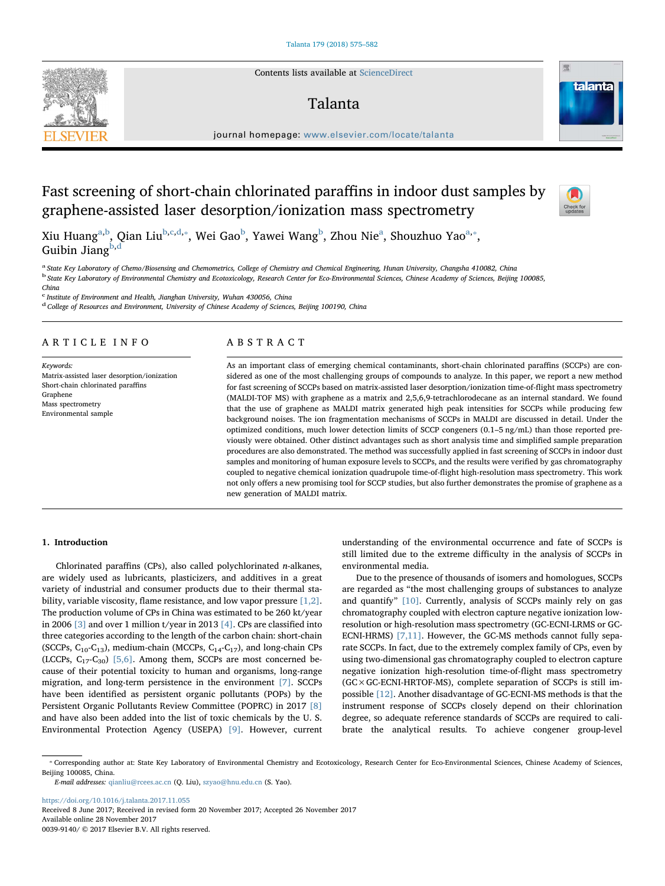# Fast screening of short-chain chlorinated paraffins in indoor dust samples by graphene-assisted laser desorption/ionization mass spectrometry

Xiu Huang[a,b], Qian Liu[b,c,d,*], Wei Gao[b], Yawei Wang[b], Zhou Nie[a], Shouzhuo Yao[a,*], Guibin Jiang[b,d]

[a] State Key Laboratory of Chemo/Biosensing and Chemometrics, College of Chemistry and Chemical Engineering, Hunan University, Changsha 410082, China
[b] State Key Laboratory of Environmental Chemistry and Ecotoxicology, Research Center for Eco-Environmental Sciences, Chinese Academy of Sciences, Beijing 100085, China
[c] Institute of Environment and Health, Jianghan University, Wuhan 430056, China
[d] College of Resources and Environment, University of Chinese Academy of Sciences, Beijing 100190, China

## ARTICLE INFO

*Keywords:*
Matrix-assisted laser desorption/ionization
Short-chain chlorinated paraffins
Graphene
Mass spectrometry
Environmental sample

## ABSTRACT

As an important class of emerging chemical contaminants, short-chain chlorinated paraffins (SCCPs) are considered as one of the most challenging groups of compounds to analyze. In this paper, we report a new method for fast screening of SCCPs based on matrix-assisted laser desorption/ionization time-of-flight mass spectrometry (MALDI-TOF MS) with graphene as a matrix and 2,5,6,9-tetrachlorodecane as an internal standard. We found that the use of graphene as MALDI matrix generated high peak intensities for SCCPs while producing few background noises. The ion fragmentation mechanisms of SCCPs in MALDI are discussed in detail. Under the optimized conditions, much lower detection limits of SCCP congeners (0.1–5 ng/mL) than those reported previously were obtained. Other distinct advantages such as short analysis time and simplified sample preparation procedures are also demonstrated. The method was successfully applied in fast screening of SCCPs in indoor dust samples and monitoring of human exposure levels to SCCPs, and the results were verified by gas chromatography coupled to negative chemical ionization quadrupole time-of-flight high-resolution mass spectrometry. This work not only offers a new promising tool for SCCP studies, but also further demonstrates the promise of graphene as a new generation of MALDI matrix.

## 1. Introduction

Chlorinated paraffins (CPs), also called polychlorinated *n*-alkanes, are widely used as lubricants, plasticizers, and additives in a great variety of industrial and consumer products due to their thermal stability, variable viscosity, flame resistance, and low vapor pressure [1,2]. The production volume of CPs in China was estimated to be 260 kt/year in 2006 [3] and over 1 million t/year in 2013 [4]. CPs are classified into three categories according to the length of the carbon chain: short-chain (SCCPs, $C_{10}$-$C_{13}$), medium-chain (MCCPs, $C_{14}$-$C_{17}$), and long-chain CPs (LCCPs, $C_{17}$-$C_{30}$) [5,6]. Among them, SCCPs are most concerned because of their potential toxicity to human and organisms, long-range migration, and long-term persistence in the environment [7]. SCCPs have been identified as persistent organic pollutants (POPs) by the Persistent Organic Pollutants Review Committee (POPRC) in 2017 [8] and have also been added into the list of toxic chemicals by the U. S. Environmental Protection Agency (USEPA) [9]. However, current understanding of the environmental occurrence and fate of SCCPs is still limited due to the extreme difficulty in the analysis of SCCPs in environmental media.

Due to the presence of thousands of isomers and homologues, SCCPs are regarded as "the most challenging groups of substances to analyze and quantify" [10]. Currently, analysis of SCCPs mainly rely on gas chromatography coupled with electron capture negative ionization low-resolution or high-resolution mass spectrometry (GC-ECNI-LRMS or GC-ECNI-HRMS) [7,11]. However, the GC-MS methods cannot fully separate SCCPs. In fact, due to the extremely complex family of CPs, even by using two-dimensional gas chromatography coupled to electron capture negative ionization high-resolution time-of-flight mass spectrometry (GC×GC-ECNI-HRTOF-MS), complete separation of SCCPs is still impossible [12]. Another disadvantage of GC-ECNI-MS methods is that the instrument response of SCCPs closely depend on their chlorination degree, so adequate reference standards of SCCPs are required to calibrate the analytical results. To achieve congener group-level

---

* Corresponding author at: State Key Laboratory of Environmental Chemistry and Ecotoxicology, Research Center for Eco-Environmental Sciences, Chinese Academy of Sciences, Beijing 100085, China.
*E-mail addresses:* qianliu@rcees.ac.cn (Q. Liu), szyao@hnu.edu.cn (S. Yao).

https://doi.org/10.1016/j.talanta.2017.11.055
Received 8 June 2017; Received in revised form 20 November 2017; Accepted 26 November 2017
Available online 28 November 2017
0039-9140/ © 2017 Elsevier B.V. All rights reserved.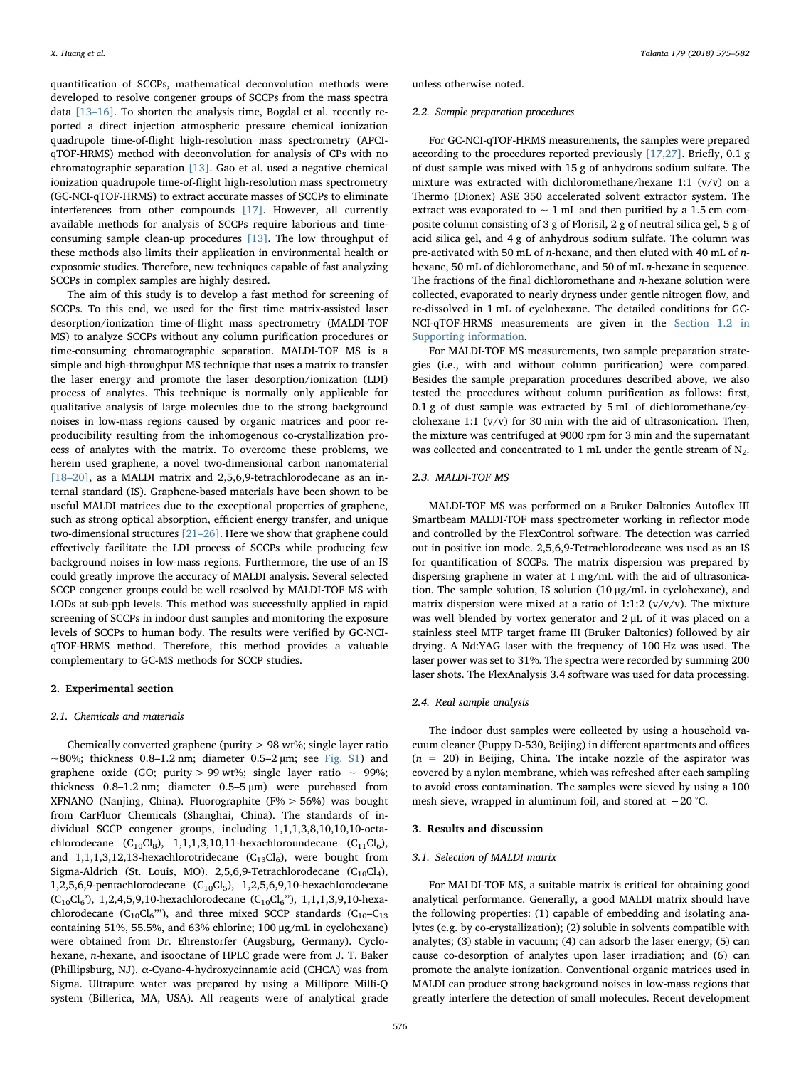quantification of SCCPs, mathematical deconvolution methods were developed to resolve congener groups of SCCPs from the mass spectra data [13–16]. To shorten the analysis time, Bogdal et al. recently reported a direct injection atmospheric pressure chemical ionization quadrupole time-of-flight high-resolution mass spectrometry (APCI-qTOF-HRMS) method with deconvolution for analysis of CPs with no chromatographic separation [13]. Gao et al. used a negative chemical ionization quadrupole time-of-flight high-resolution mass spectrometry (GC-NCI-qTOF-HRMS) to extract accurate masses of SCCPs to eliminate interferences from other compounds [17]. However, all currently available methods for analysis of SCCPs require laborious and time-consuming sample clean-up procedures [13]. The low throughput of these methods also limits their application in environmental health or exposomic studies. Therefore, new techniques capable of fast analyzing SCCPs in complex samples are highly desired.

The aim of this study is to develop a fast method for screening of SCCPs. To this end, we used for the first time matrix-assisted laser desorption/ionization time-of-flight mass spectrometry (MALDI-TOF MS) to analyze SCCPs without any column purification procedures or time-consuming chromatographic separation. MALDI-TOF MS is a simple and high-throughput MS technique that uses a matrix to transfer the laser energy and promote the laser desorption/ionization (LDI) process of analytes. This technique is normally only applicable for qualitative analysis of large molecules due to the strong background noises in low-mass regions caused by organic matrices and poor reproducibility resulting from the inhomogenous co-crystallization process of analytes with the matrix. To overcome these problems, we herein used graphene, a novel two-dimensional carbon nanomaterial [18–20], as a MALDI matrix and 2,5,6,9-tetrachlorodecane as an internal standard (IS). Graphene-based materials have been shown to be useful MALDI matrices due to the exceptional properties of graphene, such as strong optical absorption, efficient energy transfer, and unique two-dimensional structures [21–26]. Here we show that graphene could effectively facilitate the LDI process of SCCPs while producing few background noises in low-mass regions. Furthermore, the use of an IS could greatly improve the accuracy of MALDI analysis. Several selected SCCP congener groups could be well resolved by MALDI-TOF MS with LODs at sub-ppb levels. This method was successfully applied in rapid screening of SCCPs in indoor dust samples and monitoring the exposure levels of SCCPs to human body. The results were verified by GC-NCI-qTOF-HRMS method. Therefore, this method provides a valuable complementary to GC-MS methods for SCCP studies.

## 2. Experimental section

### 2.1. Chemicals and materials

Chemically converted graphene (purity > 98 wt%; single layer ratio ~80%; thickness 0.8–1.2 nm; diameter 0.5–2 µm; see Fig. S1) and graphene oxide (GO; purity > 99 wt%; single layer ratio ~ 99%; thickness 0.8–1.2 nm; diameter 0.5–5 µm) were purchased from XFNANO (Nanjing, China). Fluorographite (F% > 56%) was bought from CarFluor Chemicals (Shanghai, China). The standards of individual SCCP congener groups, including 1,1,1,3,8,10,10,10-octachlorodecane ($C_{10}Cl_8$), 1,1,1,3,10,11-hexachloroundecane ($C_{11}Cl_6$), and 1,1,1,3,12,13-hexachlorotridecane ($C_{13}Cl_6$), were bought from Sigma-Aldrich (St. Louis, MO). 2,5,6,9-Tetrachlorodecane ($C_{10}Cl_4$), 1,2,5,6,9-pentachlorodecane ($C_{10}Cl_5$), 1,2,5,6,9,10-hexachlorodecane ($C_{10}Cl_6$'), 1,2,4,5,9,10-hexachlorodecane ($C_{10}Cl_6$''), 1,1,1,3,9,10-hexachlorodecane ($C_{10}Cl_6$'''), and three mixed SCCP standards ($C_{10}$–$C_{13}$ containing 51%, 55.5%, and 63% chlorine; 100 µg/mL in cyclohexane) were obtained from Dr. Ehrenstorfer (Augsburg, Germany). Cyclohexane, *n*-hexane, and isooctane of HPLC grade were from J. T. Baker (Phillipsburg, NJ). α-Cyano-4-hydroxycinnamic acid (CHCA) was from Sigma. Ultrapure water was prepared by using a Millipore Milli-Q system (Billerica, MA, USA). All reagents were of analytical grade unless otherwise noted.

### 2.2. Sample preparation procedures

For GC-NCI-qTOF-HRMS measurements, the samples were prepared according to the procedures reported previously [17,27]. Briefly, 0.1 g of dust sample was mixed with 15 g of anhydrous sodium sulfate. The mixture was extracted with dichloromethane/hexane 1:1 (v/v) on a Thermo (Dionex) ASE 350 accelerated solvent extractor system. The extract was evaporated to ~ 1 mL and then purified by a 1.5 cm composite column consisting of 3 g of Florisil, 2 g of neutral silica gel, 5 g of acid silica gel, and 4 g of anhydrous sodium sulfate. The column was pre-activated with 50 mL of *n*-hexane, and then eluted with 40 mL of *n*-hexane, 50 mL of dichloromethane, and 50 of mL *n*-hexane in sequence. The fractions of the final dichloromethane and *n*-hexane solution were collected, evaporated to nearly dryness under gentle nitrogen flow, and re-dissolved in 1 mL of cyclohexane. The detailed conditions for GC-NCI-qTOF-HRMS measurements are given in the Section 1.2 in Supporting information.

For MALDI-TOF MS measurements, two sample preparation strategies (i.e., with and without column purification) were compared. Besides the sample preparation procedures described above, we also tested the procedures without column purification as follows: first, 0.1 g of dust sample was extracted by 5 mL of dichloromethane/cyclohexane 1:1 (v/v) for 30 min with the aid of ultrasonication. Then, the mixture was centrifuged at 9000 rpm for 3 min and the supernatant was collected and concentrated to 1 mL under the gentle stream of $N_2$.

### 2.3. MALDI-TOF MS

MALDI-TOF MS was performed on a Bruker Daltonics Autoflex III Smartbeam MALDI-TOF mass spectrometer working in reflector mode and controlled by the FlexControl software. The detection was carried out in positive ion mode. 2,5,6,9-Tetrachlorodecane was used as an IS for quantification of SCCPs. The matrix dispersion was prepared by dispersing graphene in water at 1 mg/mL with the aid of ultrasonication. The sample solution, IS solution (10 µg/mL in cyclohexane), and matrix dispersion were mixed at a ratio of 1:1:2 (v/v/v). The mixture was well blended by vortex generator and 2 µL of it was placed on a stainless steel MTP target frame III (Bruker Daltonics) followed by air drying. A Nd:YAG laser with the frequency of 100 Hz was used. The laser power was set to 31%. The spectra were recorded by summing 200 laser shots. The FlexAnalysis 3.4 software was used for data processing.

### 2.4. Real sample analysis

The indoor dust samples were collected by using a household vacuum cleaner (Puppy D-530, Beijing) in different apartments and offices ($n = 20$) in Beijing, China. The intake nozzle of the aspirator was covered by a nylon membrane, which was refreshed after each sampling to avoid cross contamination. The samples were sieved by using a 100 mesh sieve, wrapped in aluminum foil, and stored at −20 °C.

## 3. Results and discussion

### 3.1. Selection of MALDI matrix

For MALDI-TOF MS, a suitable matrix is critical for obtaining good analytical performance. Generally, a good MALDI matrix should have the following properties: (1) capable of embedding and isolating analytes (e.g. by co-crystallization); (2) soluble in solvents compatible with analytes; (3) stable in vacuum; (4) can adsorb the laser energy; (5) can cause co-desorption of analytes upon laser irradiation; and (6) can promote the analyte ionization. Conventional organic matrices used in MALDI can produce strong background noises in low-mass regions that greatly interfere the detection of small molecules. Recent development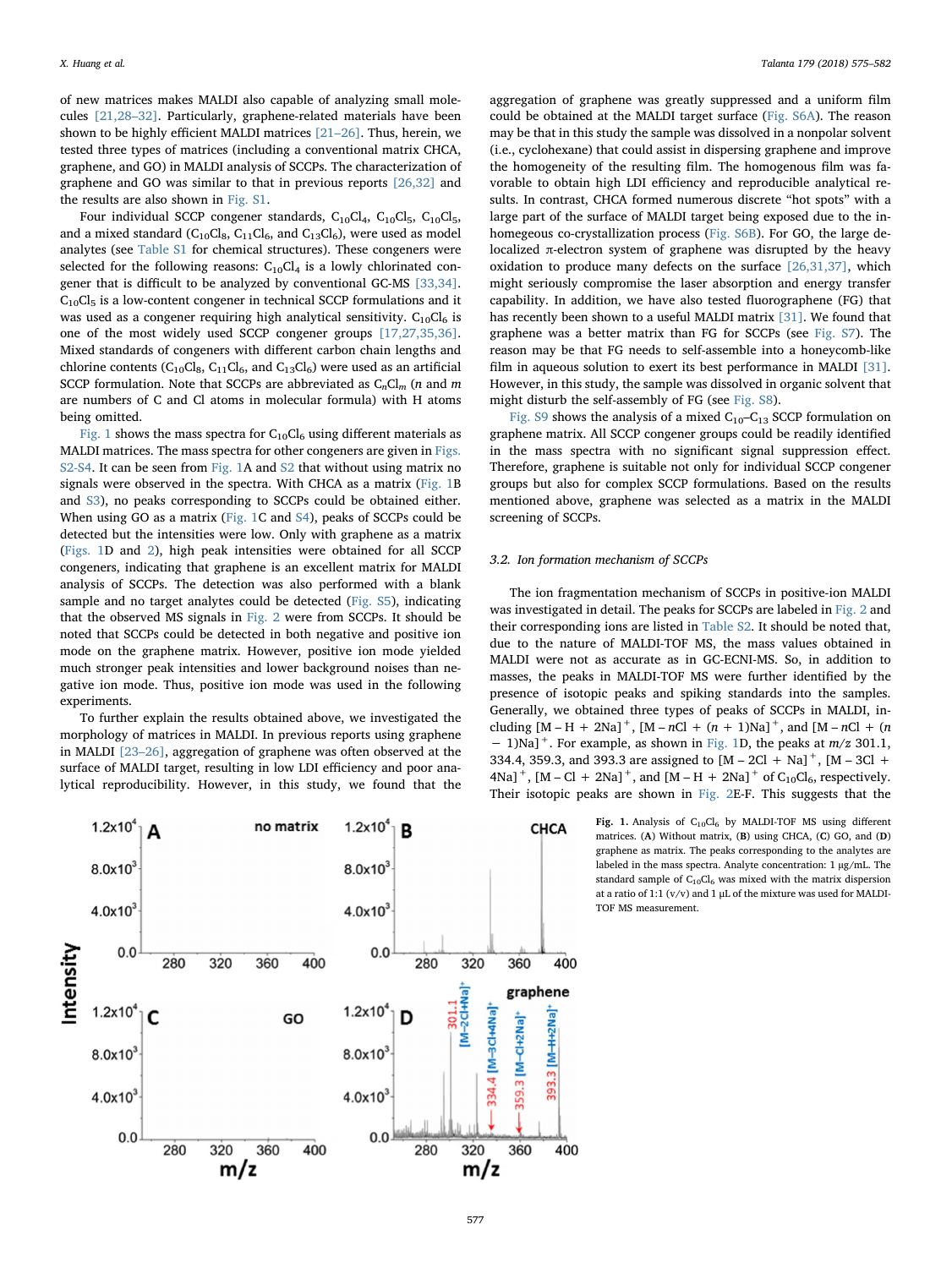of new matrices makes MALDI also capable of analyzing small molecules [21,28–32]. Particularly, graphene-related materials have been shown to be highly efficient MALDI matrices [21–26]. Thus, herein, we tested three types of matrices (including a conventional matrix CHCA, graphene, and GO) in MALDI analysis of SCCPs. The characterization of graphene and GO was similar to that in previous reports [26,32] and the results are also shown in Fig. S1.

Four individual SCCP congener standards, $C_{10}Cl_4$, $C_{10}Cl_5$, $C_{10}Cl_5$, and a mixed standard ($C_{10}Cl_8$, $C_{11}Cl_6$, and $C_{13}Cl_6$), were used as model analytes (see Table S1 for chemical structures). These congeners were selected for the following reasons: $C_{10}Cl_4$ is a lowly chlorinated congener that is difficult to be analyzed by conventional GC-MS [33,34]. $C_{10}Cl_5$ is a low-content congener in technical SCCP formulations and it was used as a congener requiring high analytical sensitivity. $C_{10}Cl_6$ is one of the most widely used SCCP congener groups [17,27,35,36]. Mixed standards of congeners with different carbon chain lengths and chlorine contents ($C_{10}Cl_8$, $C_{11}Cl_6$, and $C_{13}Cl_6$) were used as an artificial SCCP formulation. Note that SCCPs are abbreviated as $C_nCl_m$ ($n$ and $m$ are numbers of C and Cl atoms in molecular formula) with H atoms being omitted.

Fig. 1 shows the mass spectra for $C_{10}Cl_6$ using different materials as MALDI matrices. The mass spectra for other congeners are given in Figs. S2-S4. It can be seen from Fig. 1A and S2 that without using matrix no signals were observed in the spectra. With CHCA as a matrix (Fig. 1B and S3), no peaks corresponding to SCCPs could be obtained either. When using GO as a matrix (Fig. 1C and S4), peaks of SCCPs could be detected but the intensities were low. Only with graphene as a matrix (Figs. 1D and 2), high peak intensities were obtained for all SCCP congeners, indicating that graphene is an excellent matrix for MALDI analysis of SCCPs. The detection was also performed with a blank sample and no target analytes could be detected (Fig. S5), indicating that the observed MS signals in Fig. 2 were from SCCPs. It should be noted that SCCPs could be detected in both negative and positive ion mode on the graphene matrix. However, positive ion mode yielded much stronger peak intensities and lower background noises than negative ion mode. Thus, positive ion mode was used in the following experiments.

To further explain the results obtained above, we investigated the morphology of matrices in MALDI. In previous reports using graphene in MALDI [23–26], aggregation of graphene was often observed at the surface of MALDI target, resulting in low LDI efficiency and poor analytical reproducibility. However, in this study, we found that the aggregation of graphene was greatly suppressed and a uniform film could be obtained at the MALDI target surface (Fig. S6A). The reason may be that in this study the sample was dissolved in a nonpolar solvent (i.e., cyclohexane) that could assist in dispersing graphene and improve the homogeneity of the resulting film. The homogenous film was favorable to obtain high LDI efficiency and reproducible analytical results. In contrast, CHCA formed numerous discrete "hot spots" with a large part of the surface of MALDI target being exposed due to the inhomogeneous co-crystallization process (Fig. S6B). For GO, the large delocalized π-electron system of graphene was disrupted by the heavy oxidation to produce many defects on the surface [26,31,37], which might seriously compromise the laser absorption and energy transfer capability. In addition, we have also tested fluorographene (FG) that has recently been shown to a useful MALDI matrix [31]. We found that graphene was a better matrix than FG for SCCPs (see Fig. S7). The reason may be that FG needs to self-assemble into a honeycomb-like film in aqueous solution to exert its best performance in MALDI [31]. However, in this study, the sample was dissolved in organic solvent that might disturb the self-assembly of FG (see Fig. S8).

Fig. S9 shows the analysis of a mixed $C_{10}$–$C_{13}$ SCCP formulation on graphene matrix. All SCCP congener groups could be readily identified in the mass spectra with no significant signal suppression effect. Therefore, graphene is suitable not only for individual SCCP congener groups but also for complex SCCP formulations. Based on the results mentioned above, graphene was selected as a matrix in the MALDI screening of SCCPs.

### 3.2. Ion formation mechanism of SCCPs

The ion fragmentation mechanism of SCCPs in positive-ion MALDI was investigated in detail. The peaks for SCCPs are labeled in Fig. 2 and their corresponding ions are listed in Table S2. It should be noted that, due to the nature of MALDI-TOF MS, the mass values obtained in MALDI were not as accurate as in GC-ECNI-MS. So, in addition to masses, the peaks in MALDI-TOF MS were further identified by the presence of isotopic peaks and spiking standards into the samples. Generally, we obtained three types of peaks of SCCPs in MALDI, including $[M-H+2Na]^+$, $[M-nCl+(n+1)Na]^+$, and $[M-nCl+(n-1)Na]^+$. For example, as shown in Fig. 1D, the peaks at $m/z$ 301.1, 334.4, 359.3, and 393.3 are assigned to $[M-2Cl+Na]^+$, $[M-3Cl+4Na]^+$, $[M-Cl+2Na]^+$, and $[M-H+2Na]^+$ of $C_{10}Cl_6$, respectively. Their isotopic peaks are shown in Fig. 2E-F. This suggests that the

Fig. 1. Analysis of $C_{10}Cl_6$ by MALDI-TOF MS using different matrices. (A) Without matrix, (B) using CHCA, (C) GO, and (D) graphene as matrix. The peaks corresponding to the analytes are labeled in the mass spectra. Analyte concentration: 1 μg/mL. The standard sample of $C_{10}Cl_6$ was mixed with the matrix dispersion at a ratio of 1:1 (v/v) and 1 μL of the mixture was used for MALDI-TOF MS measurement.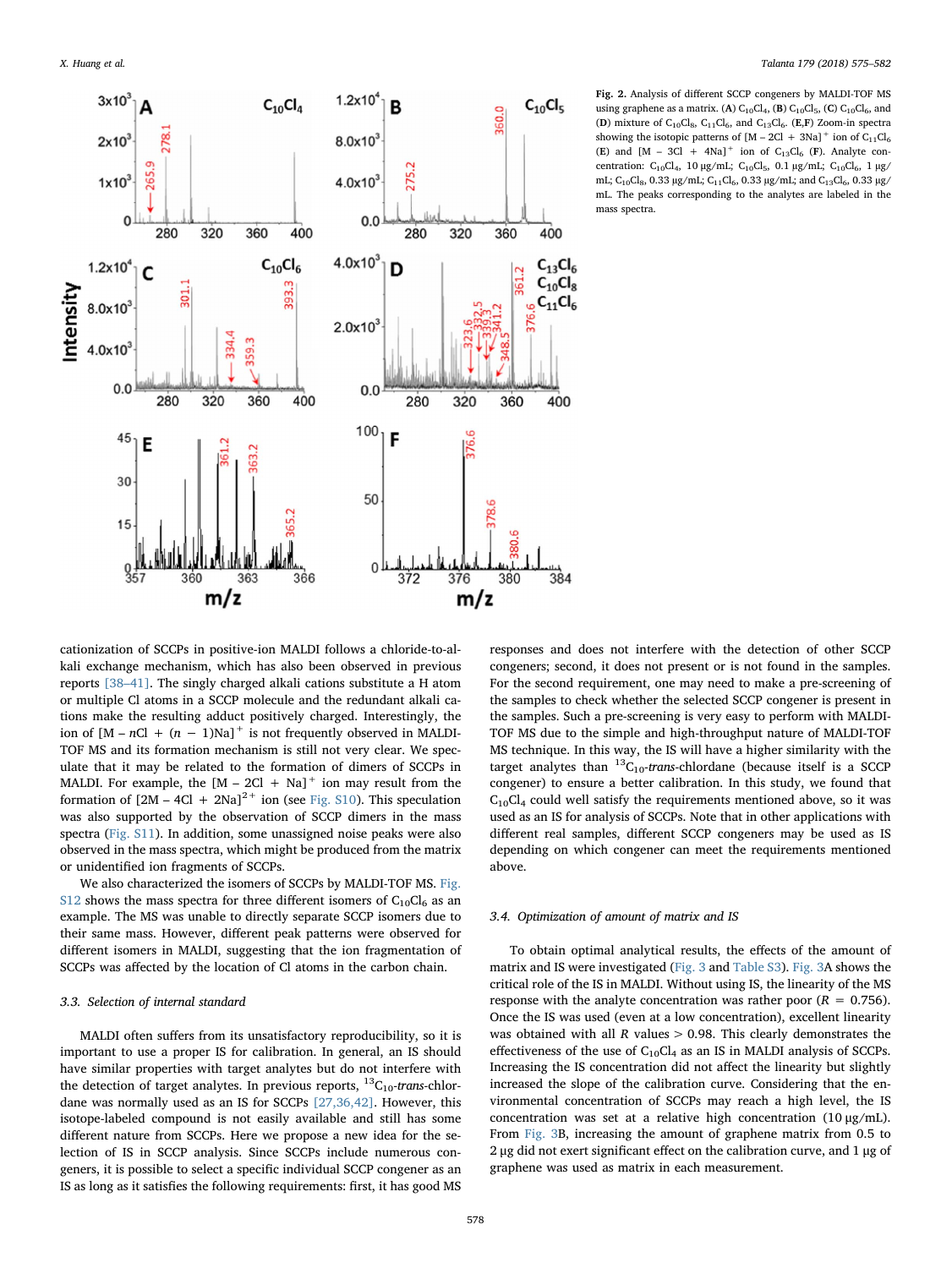**Fig. 2.** Analysis of different SCCP congeners by MALDI-TOF MS using graphene as a matrix. (**A**) $C_{10}Cl_4$, (**B**) $C_{10}Cl_5$, (**C**) $C_{10}Cl_6$, and (**D**) mixture of $C_{10}Cl_8$, $C_{11}Cl_6$, and $C_{13}Cl_6$. (**E,F**) Zoom-in spectra showing the isotopic patterns of $[M - 2Cl + 3Na]^+$ ion of $C_{11}Cl_6$ (**E**) and $[M - 3Cl + 4Na]^+$ ion of $C_{13}Cl_6$ (**F**). Analyte concentration: $C_{10}Cl_4$, 10 μg/mL; $C_{10}Cl_5$, 0.1 μg/mL; $C_{10}Cl_6$, 1 μg/mL; $C_{10}Cl_8$, 0.33 μg/mL; $C_{11}Cl_6$, 0.33 μg/mL; and $C_{13}Cl_6$, 0.33 μg/mL. The peaks corresponding to the analytes are labeled in the mass spectra.

cationization of SCCPs in positive-ion MALDI follows a chloride-to-alkali exchange mechanism, which has also been observed in previous reports [38–41]. The singly charged alkali cations substitute a H atom or multiple Cl atoms in a SCCP molecule and the redundant alkali cations make the resulting adduct positively charged. Interestingly, the ion of $[M - nCl + (n - 1)Na]^+$ is not frequently observed in MALDI-TOF MS and its formation mechanism is still not very clear. We speculate that it may be related to the formation of dimers of SCCPs in MALDI. For example, the $[M - 2Cl + Na]^+$ ion may result from the formation of $[2M - 4Cl + 2Na]^{2+}$ ion (see Fig. S10). This speculation was also supported by the observation of SCCP dimers in the mass spectra (Fig. S11). In addition, some unassigned noise peaks were also observed in the mass spectra, which might be produced from the matrix or unidentified ion fragments of SCCPs.

We also characterized the isomers of SCCPs by MALDI-TOF MS. Fig. S12 shows the mass spectra for three different isomers of $C_{10}Cl_6$ as an example. The MS was unable to directly separate SCCP isomers due to their same mass. However, different peak patterns were observed for different isomers in MALDI, suggesting that the ion fragmentation of SCCPs was affected by the location of Cl atoms in the carbon chain.

### 3.3. Selection of internal standard

MALDI often suffers from its unsatisfactory reproducibility, so it is important to use a proper IS for calibration. In general, an IS should have similar properties with target analytes but do not interfere with the detection of target analytes. In previous reports, $^{13}C_{10}$-*trans*-chlordane was normally used as an IS for SCCPs [27,36,42]. However, this isotope-labeled compound is not easily available and still has some different nature from SCCPs. Here we propose a new idea for the selection of IS in SCCP analysis. Since SCCPs include numerous congeners, it is possible to select a specific individual SCCP congener as an IS as long as it satisfies the following requirements: first, it has good MS responses and does not interfere with the detection of other SCCP congeners; second, it does not present or is not found in the samples. For the second requirement, one may need to make a pre-screening of the samples to check whether the selected SCCP congener is present in the samples. Such a pre-screening is very easy to perform with MALDI-TOF MS due to the simple and high-throughput nature of MALDI-TOF MS technique. In this way, the IS will have a higher similarity with the target analytes than $^{13}C_{10}$-*trans*-chlordane (because itself is a SCCP congener) to ensure a better calibration. In this study, we found that $C_{10}Cl_4$ could well satisfy the requirements mentioned above, so it was used as an IS for analysis of SCCPs. Note that in other applications with different real samples, different SCCP congeners may be used as IS depending on which congener can meet the requirements mentioned above.

### 3.4. Optimization of amount of matrix and IS

To obtain optimal analytical results, the effects of the amount of matrix and IS were investigated (Fig. 3 and Table S3). Fig. 3A shows the critical role of the IS in MALDI. Without using IS, the linearity of the MS response with the analyte concentration was rather poor ($R = 0.756$). Once the IS was used (even at a low concentration), excellent linearity was obtained with all $R$ values $> 0.98$. This clearly demonstrates the effectiveness of the use of $C_{10}Cl_4$ as an IS in MALDI analysis of SCCPs. Increasing the IS concentration did not affect the linearity but slightly increased the slope of the calibration curve. Considering that the environmental concentration of SCCPs may reach a high level, the IS concentration was set at a relative high concentration (10 μg/mL). From Fig. 3B, increasing the amount of graphene matrix from 0.5 to 2 μg did not exert significant effect on the calibration curve, and 1 μg of graphene was used as matrix in each measurement.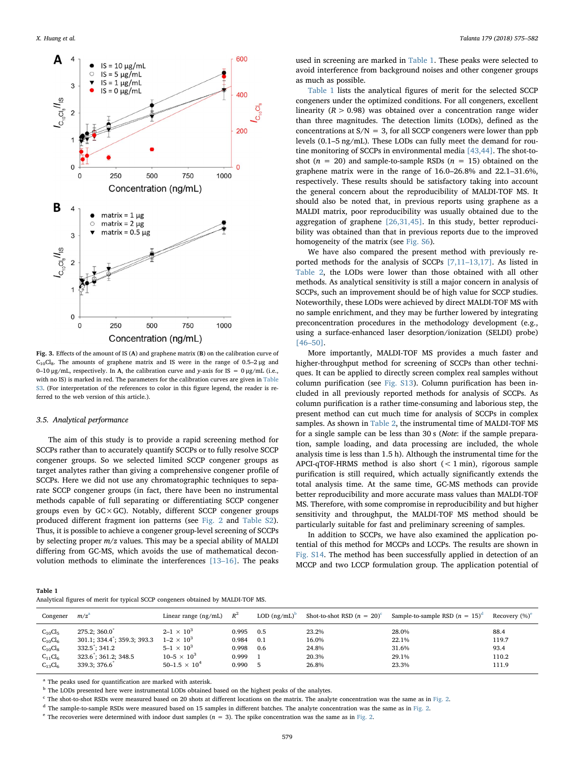**Fig. 3.** Effects of the amount of IS (**A**) and graphene matrix (**B**) on the calibration curve of $C_{10}Cl_8$. The amounts of graphene matrix and IS were in the range of 0.5–2 μg and 0–10 μg/mL, respectively. In **A**, the calibration curve and *y*-axis for IS = 0 μg/mL (i.e., with no IS) is marked in red. The parameters for the calibration curves are given in Table S3. (For interpretation of the references to color in this figure legend, the reader is referred to the web version of this article.).

### 3.5. Analytical performance

The aim of this study is to provide a rapid screening method for SCCPs rather than to accurately quantify SCCPs or to fully resolve SCCP congener groups. So we selected limited SCCP congener groups as target analytes rather than giving a comprehensive congener profile of SCCPs. Here we did not use any chromatographic techniques to separate SCCP congener groups (in fact, there have been no instrumental methods capable of full separating or differentiating SCCP congener groups even by GC×GC). Notably, different SCCP congener groups produced different fragment ion patterns (see Fig. 2 and Table S2). Thus, it is possible to achieve a congener group-level selective screening of SCCPs by selecting proper *m/z* values. This may be a special ability of MALDI differing from GC-MS, which avoids the use of mathematical deconvolution methods to eliminate the interferences [13–16]. The peaks used in screening are marked in Table 1. These peaks were selected to avoid interference from background noises and other congener groups as much as possible.

Table 1 lists the analytical figures of merit for the selected SCCP congeners under the optimized conditions. For all congeners, excellent linearity ($R > 0.98$) was obtained over a concentration range wider than three magnitudes. The detection limits (LODs), defined as the concentrations at S/N = 3, for all SCCP congeners were lower than ppb levels (0.1–5 ng/mL). These LODs can fully meet the demand for routine monitoring of SCCPs in environmental media [43,44]. The shot-to-shot ($n$ = 20) and sample-to-sample RSDs ($n$ = 15) obtained on the graphene matrix were in the range of 16.0–26.8% and 22.1–31.6%, respectively. These results should be satisfactory taking into account the general concern about the reproducibility of MALDI-TOF MS. It should also be noted that, in previous reports using graphene as a MALDI matrix, poor reproducibility was usually obtained due to the aggregation of graphene [26,31,45]. In this study, better reproducibility was obtained than that in previous reports due to the improved homogeneity of the matrix (see Fig. S6).

We have also compared the present method with previously reported methods for the analysis of SCCPs [7,11–13,17]. As listed in Table 2, the LODs were lower than those obtained with all other methods. As analytical sensitivity is still a major concern in analysis of SCCPs, such an improvement should be of high value for SCCP studies. Noteworthily, these LODs were achieved by direct MALDI-TOF MS with no sample enrichment, and they may be further lowered by integrating preconcentration procedures in the methodology development (e.g., using a surface-enhanced laser desorption/ionization (SELDI) probe) [46–50].

More importantly, MALDI-TOF MS provides a much faster and higher-throughput method for screening of SCCPs than other techniques. It can be applied to directly screen complex real samples without column purification (see Fig. S13). Column purification has been included in all previously reported methods for analysis of SCCPs. As column purification is a rather time-consuming and laborious step, the present method can cut much time for analysis of SCCPs in complex samples. As shown in Table 2, the instrumental time of MALDI-TOF MS for a single sample can be less than 30 s (*Note*: if the sample preparation, sample loading, and data processing are included, the whole analysis time is less than 1.5 h). Although the instrumental time for the APCI-qTOF-HRMS method is also short (< 1 min), rigorous sample purification is still required, which actually significantly extends the total analysis time. At the same time, GC-MS methods can provide better reproducibility and more accurate mass values than MALDI-TOF MS. Therefore, with some compromise in reproducibility and but higher sensitivity and throughput, the MALDI-TOF MS method should be particularly suitable for fast and preliminary screening of samples.

In addition to SCCPs, we have also examined the application potential of this method for MCCPs and LCCPs. The results are shown in Fig. S14. The method has been successfully applied in detection of an MCCP and two LCCP formulation group. The application potential of

**Table 1**
Analytical figures of merit for typical SCCP congeners obtained by MALDI-TOF MS.

| Congener | *m/z*[a] | Linear range (ng/mL) | $R^2$ | LOD (ng/mL)[b] | Shot-to-shot RSD ($n$ = 20)[c] | Sample-to-sample RSD ($n$ = 15)[d] | Recovery (%)[e] |
|---|---|---|---|---|---|---|---|
| $C_{10}Cl_5$ | 275.2; 360.0* | 2–1 × $10^3$ | 0.995 | 0.5 | 23.2% | 28.0% | 88.4 |
| $C_{10}Cl_6$ | 301.1; 334.4*; 359.3; 393.3 | 1–2 × $10^3$ | 0.984 | 0.1 | 16.0% | 22.1% | 119.7 |
| $C_{10}Cl_8$ | 332.5*; 341.2 | 5–1 × $10^3$ | 0.998 | 0.6 | 24.8% | 31.6% | 93.4 |
| $C_{11}Cl_6$ | 323.6*; 361.2; 348.5 | 10–5 × $10^3$ | 0.999 | 1 | 20.3% | 29.1% | 110.2 |
| $C_{13}Cl_6$ | 339.3; 376.6* | 50–1.5 × $10^4$ | 0.990 | 5 | 26.8% | 23.3% | 111.9 |

[a] The peaks used for quantification are marked with asterisk.
[b] The LODs presented here were instrumental LODs obtained based on the highest peaks of the analytes.
[c] The shot-to-shot RSDs were measured based on 20 shots at different locations on the matrix. The analyte concentration was the same as in Fig. 2.
[d] The sample-to-sample RSDs were measured based on 15 samples in different batches. The analyte concentration was the same as in Fig. 2.
[e] The recoveries were determined with indoor dust samples ($n$ = 3). The spike concentration was the same as in Fig. 2.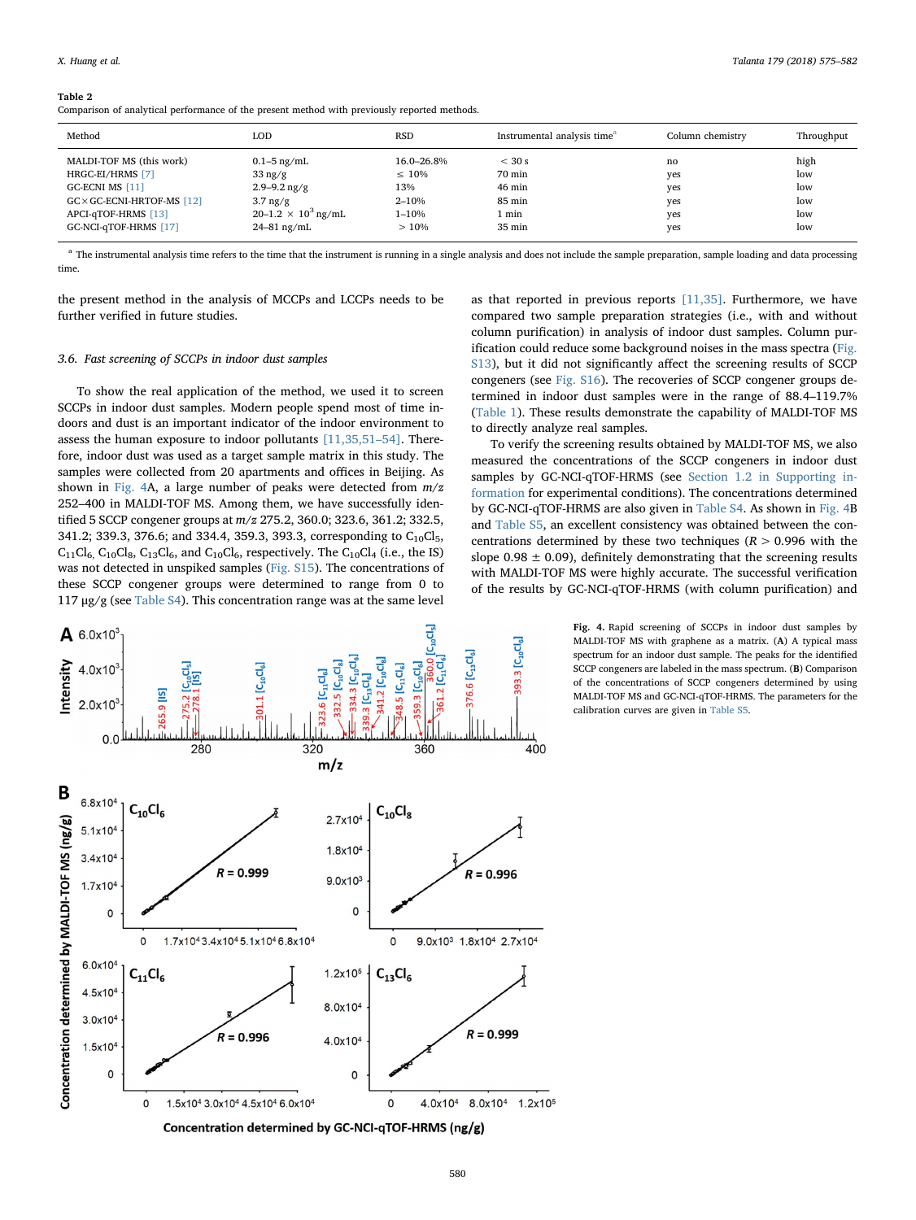**Table 2**
Comparison of analytical performance of the present method with previously reported methods.

| Method | LOD | RSD | Instrumental analysis time[a] | Column chemistry | Throughput |
|---|---|---|---|---|---|
| MALDI-TOF MS (this work) | 0.1–5 ng/mL | 16.0–26.8% | < 30 s | no | high |
| HRGC-EI/HRMS [7] | 33 ng/g | ≤ 10% | 70 min | yes | low |
| GC-ECNI MS [11] | 2.9–9.2 ng/g | 13% | 46 min | yes | low |
| GC×GC-ECNI-HRTOF-MS [12] | 3.7 ng/g | 2–10% | 85 min | yes | low |
| APCI-qTOF-HRMS [13] | 20–1.2 × $10^3$ ng/mL | 1–10% | 1 min | yes | low |
| GC-NCI-qTOF-HRMS [17] | 24–81 ng/mL | > 10% | 35 min | yes | low |

[a] The instrumental analysis time refers to the time that the instrument is running in a single analysis and does not include the sample preparation, sample loading and data processing time.

the present method in the analysis of MCCPs and LCCPs needs to be further verified in future studies.

### 3.6. Fast screening of SCCPs in indoor dust samples

To show the real application of the method, we used it to screen SCCPs in indoor dust samples. Modern people spend most of time indoors and dust is an important indicator of the indoor environment to assess the human exposure to indoor pollutants [11,35,51–54]. Therefore, indoor dust was used as a target sample matrix in this study. The samples were collected from 20 apartments and offices in Beijing. As shown in Fig. 4A, a large number of peaks were detected from *m/z* 252–400 in MALDI-TOF MS. Among them, we have successfully identified 5 SCCP congener groups at *m/z* 275.2, 360.0; 323.6, 361.2; 332.5, 341.2; 339.3, 376.6; and 334.4, 359.3, 393.3, corresponding to $C_{10}Cl_5$, $C_{11}Cl_6$, $C_{10}Cl_8$, $C_{13}Cl_6$, and $C_{10}Cl_6$, respectively. The $C_{10}Cl_4$ (i.e., the IS) was not detected in unspiked samples (Fig. S15). The concentrations of these SCCP congener groups were determined to range from 0 to 117 μg/g (see Table S4). This concentration range was at the same level as that reported in previous reports [11,35]. Furthermore, we have compared two sample preparation strategies (i.e., with and without column purification) in analysis of indoor dust samples. Column purification could reduce some background noises in the mass spectra (Fig. S13), but it did not significantly affect the screening results of SCCP congeners (see Fig. S16). The recoveries of SCCP congener groups determined in indoor dust samples were in the range of 88.4–119.7% (Table 1). These results demonstrate the capability of MALDI-TOF MS to directly analyze real samples.

To verify the screening results obtained by MALDI-TOF MS, we also measured the concentrations of the SCCP congeners in indoor dust samples by GC-NCI-qTOF-HRMS (see Section 1.2 in Supporting information for experimental conditions). The concentrations determined by GC-NCI-qTOF-HRMS are also given in Table S4. As shown in Fig. 4B and Table S5, an excellent consistency was obtained between the concentrations determined by these two techniques ($R > 0.996$ with the slope 0.98 ± 0.09), definitely demonstrating that the screening results with MALDI-TOF MS were highly accurate. The successful verification of the results by GC-NCI-qTOF-HRMS (with column purification) and

**Fig. 4.** Rapid screening of SCCPs in indoor dust samples by MALDI-TOF MS with graphene as a matrix. (**A**) A typical mass spectrum for an indoor dust sample. The peaks for the identified SCCP congeners are labeled in the mass spectrum. (**B**) Comparison of the concentrations of SCCP congeners determined by using MALDI-TOF MS and GC-NCI-qTOF-HRMS. The parameters for the calibration curves are given in Table S5.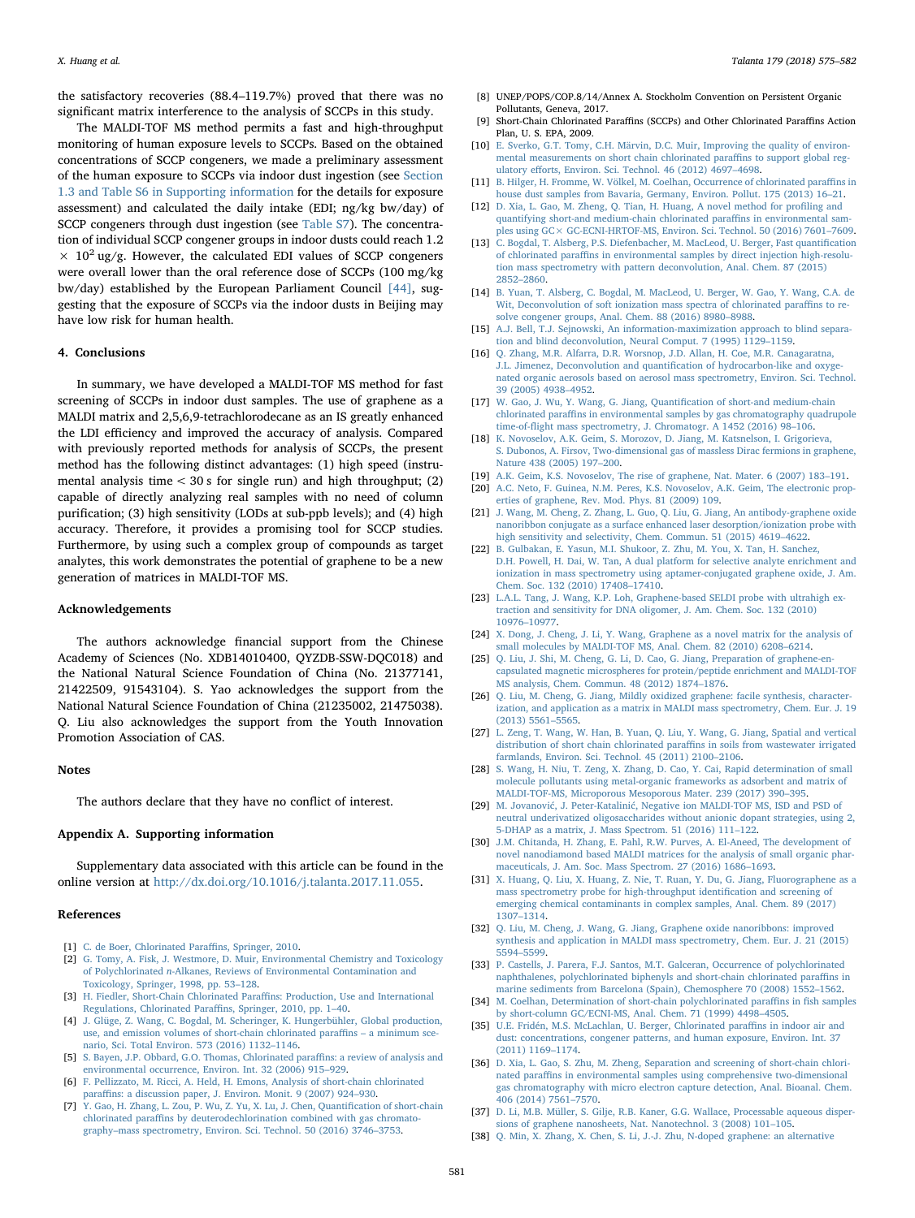the satisfactory recoveries (88.4–119.7%) proved that there was no significant matrix interference to the analysis of SCCPs in this study.

The MALDI-TOF MS method permits a fast and high-throughput monitoring of human exposure levels to SCCPs. Based on the obtained concentrations of SCCP congeners, we made a preliminary assessment of the human exposure to SCCPs via indoor dust ingestion (see Section 1.3 and Table S6 in Supporting information for the details for exposure assessment) and calculated the daily intake (EDI; ng/kg bw/day) of SCCP congeners through dust ingestion (see Table S7). The concentration of individual SCCP congener groups in indoor dusts could reach $1.2 \times 10^2$ ug/g. However, the calculated EDI values of SCCP congeners were overall lower than the oral reference dose of SCCPs (100 mg/kg bw/day) established by the European Parliament Council [44], suggesting that the exposure of SCCPs via the indoor dusts in Beijing may have low risk for human health.

## 4. Conclusions

In summary, we have developed a MALDI-TOF MS method for fast screening of SCCPs in indoor dust samples. The use of graphene as a MALDI matrix and 2,5,6,9-tetrachlorodecane as an IS greatly enhanced the LDI efficiency and improved the accuracy of analysis. Compared with previously reported methods for analysis of SCCPs, the present method has the following distinct advantages: (1) high speed (instrumental analysis time < 30 s for single run) and high throughput; (2) capable of directly analyzing real samples with no need of column purification; (3) high sensitivity (LODs at sub-ppb levels); and (4) high accuracy. Therefore, it provides a promising tool for SCCP studies. Furthermore, by using such a complex group of compounds as target analytes, this work demonstrates the potential of graphene to be a new generation of matrices in MALDI-TOF MS.

## Acknowledgements

The authors acknowledge financial support from the Chinese Academy of Sciences (No. XDB14010400, QYZDB-SSW-DQC018) and the National Natural Science Foundation of China (No. 21377141, 21422509, 91543104). S. Yao acknowledges the support from the National Natural Science Foundation of China (21235002, 21475038). Q. Liu also acknowledges the support from the Youth Innovation Promotion Association of CAS.

## Notes

The authors declare that they have no conflict of interest.

## Appendix A. Supporting information

Supplementary data associated with this article can be found in the online version at http://dx.doi.org/10.1016/j.talanta.2017.11.055.

## References

[1] C. de Boer, Chlorinated Paraffins, Springer, 2010.
[2] G. Tomy, A. Fisk, J. Westmore, D. Muir, Environmental Chemistry and Toxicology of Polychlorinated *n*-Alkanes, Reviews of Environmental Contamination and Toxicology, Springer, 1998, pp. 53–128.
[3] H. Fiedler, Short-Chain Chlorinated Paraffins: Production, Use and International Regulations, Chlorinated Paraffins, Springer, 2010, pp. 1–40.
[4] J. Glüge, Z. Wang, C. Bogdal, M. Scheringer, K. Hungerbühler, Global production, use, and emission volumes of short-chain chlorinated paraffins – a minimum scenario, Sci. Total Environ. 573 (2016) 1132–1146.
[5] S. Bayen, J.P. Obbard, G.O. Thomas, Chlorinated paraffins: a review of analysis and environmental occurrence, Environ. Int. 32 (2006) 915–929.
[6] F. Pellizzato, M. Ricci, A. Held, H. Emons, Analysis of short-chain chlorinated paraffins: a discussion paper, J. Environ. Monit. 9 (2007) 924–930.
[7] Y. Gao, H. Zhang, L. Zou, P. Wu, Z. Yu, X. Lu, J. Chen, Quantification of short-chain chlorinated paraffins by deuterodechlorination combined with gas chromatography–mass spectrometry, Environ. Sci. Technol. 50 (2016) 3746–3753.
[8] UNEP/POPS/COP.8/14/Annex A. Stockholm Convention on Persistent Organic Pollutants, Geneva, 2017.
[9] Short-Chain Chlorinated Paraffins (SCCPs) and Other Chlorinated Paraffins Action Plan, U. S. EPA, 2009.
[10] E. Sverko, G.T. Tomy, C.H. Märvin, D.C. Muir, Improving the quality of environmental measurements on short chain chlorinated paraffins to support global regulatory efforts, Environ. Sci. Technol. 46 (2012) 4697–4698.
[11] B. Hilger, H. Fromme, W. Völkel, M. Coelhan, Occurrence of chlorinated paraffins in house dust samples from Bavaria, Germany, Environ. Pollut. 175 (2013) 16–21.
[12] D. Xia, L. Gao, M. Zheng, Q. Tian, H. Huang, A novel method for profiling and quantifying short-and medium-chain chlorinated paraffins in environmental samples using GC× GC-ECNI-HRTOF-MS, Environ. Sci. Technol. 50 (2016) 7601–7609.
[13] C. Bogdal, T. Alsberg, P.S. Diefenbacher, M. MacLeod, U. Berger, Fast quantification of chlorinated paraffins in environmental samples by direct injection high-resolution mass spectrometry with pattern deconvolution, Anal. Chem. 87 (2015) 2852–2860.
[14] B. Yuan, T. Alsberg, C. Bogdal, M. MacLeod, U. Berger, W. Gao, Y. Wang, C.A. de Wit, Deconvolution of soft ionization mass spectra of chlorinated paraffins to resolve congener groups, Anal. Chem. 88 (2016) 8980–8988.
[15] A.J. Bell, T.J. Sejnowski, An information-maximization approach to blind separation and blind deconvolution, Neural Comput. 7 (1995) 1129–1159.
[16] Q. Zhang, M.R. Alfarra, D.R. Worsnop, J.D. Allan, H. Coe, M.R. Canagaratna, J.L. Jimenez, Deconvolution and quantification of hydrocarbon-like and oxygenated organic aerosols based on aerosol mass spectrometry, Environ. Sci. Technol. 39 (2005) 4938–4952.
[17] W. Gao, J. Wu, Y. Wang, G. Jiang, Quantification of short-and medium-chain chlorinated paraffins in environmental samples by gas chromatography quadrupole time-of-flight mass spectrometry, J. Chromatogr. A 1452 (2016) 98–106.
[18] K. Novoselov, A.K. Geim, S. Morozov, D. Jiang, M. Katsnelson, I. Grigorieva, S. Dubonos, A. Firsov, Two-dimensional gas of massless Dirac fermions in graphene, Nature 438 (2005) 197–200.
[19] A.K. Geim, K.S. Novoselov, The rise of graphene, Nat. Mater. 6 (2007) 183–191.
[20] A.C. Neto, F. Guinea, N.M. Peres, K.S. Novoselov, A.K. Geim, The electronic properties of graphene, Rev. Mod. Phys. 81 (2009) 109.
[21] J. Wang, M. Cheng, Z. Zhang, L. Guo, Q. Liu, G. Jiang, An antibody-graphene oxide nanoribbon conjugate as a surface enhanced laser desorption/ionization probe with high sensitivity and selectivity, Chem. Commun. 51 (2015) 4619–4622.
[22] B. Gulbakan, E. Yasun, M.I. Shukoor, Z. Zhu, M. You, X. Tan, H. Sanchez, D.H. Powell, H. Dai, W. Tan, A dual platform for selective analyte enrichment and ionization in mass spectrometry using aptamer-conjugated graphene oxide, J. Am. Chem. Soc. 132 (2010) 17408–17410.
[23] L.A.L. Tang, J. Wang, K.P. Loh, Graphene-based SELDI probe with ultrahigh extraction and sensitivity for DNA oligomer, J. Am. Chem. Soc. 132 (2010) 10976–10977.
[24] X. Dong, J. Cheng, J. Li, Y. Wang, Graphene as a novel matrix for the analysis of small molecules by MALDI-TOF MS, Anal. Chem. 82 (2010) 6208–6214.
[25] Q. Liu, J. Shi, M. Cheng, G. Li, D. Cao, G. Jiang, Preparation of graphene-encapsulated magnetic microspheres for protein/peptide enrichment and MALDI-TOF MS analysis, Chem. Commun. 48 (2012) 1874–1876.
[26] Q. Liu, M. Cheng, G. Jiang, Mildly oxidized graphene: facile synthesis, characterization, and application as a matrix in MALDI mass spectrometry, Chem. Eur. J. 19 (2013) 5561–5565.
[27] L. Zeng, T. Wang, W. Han, B. Yuan, Q. Liu, Y. Wang, G. Jiang, Spatial and vertical distribution of short chain chlorinated paraffins in soils from wastewater irrigated farmlands, Environ. Sci. Technol. 45 (2011) 2100–2106.
[28] S. Wang, H. Niu, T. Zeng, X. Zhang, D. Cao, Y. Cai, Rapid determination of small molecule pollutants using metal-organic frameworks as adsorbent and matrix of MALDI-TOF-MS, Microporous Mesoporous Mater. 239 (2017) 390–395.
[29] M. Jovanović, J. Peter-Katalinić, Negative ion MALDI-TOF MS, ISD and PSD of neutral underivatized oligosaccharides without anionic dopant strategies, using 2, 5-DHAP as a matrix, J. Mass Spectrom. 51 (2016) 111–122.
[30] J.M. Chitanda, H. Zhang, E. Pahl, R.W. Purves, A. El-Aneed, The development of novel nanodiamond based MALDI matrices for the analysis of small organic pharmaceuticals, J. Am. Soc. Mass Spectrom. 27 (2016) 1686–1693.
[31] X. Huang, Q. Liu, X. Huang, Z. Nie, T. Ruan, Y. Du, G. Jiang, Fluorographene as a mass spectrometry probe for high-throughput identification and screening of emerging chemical contaminants in complex samples, Anal. Chem. 89 (2017) 1307–1314.
[32] Q. Liu, M. Cheng, J. Wang, G. Jiang, Graphene oxide nanoribbons: improved synthesis and application in MALDI mass spectrometry, Chem. Eur. J. 21 (2015) 5594–5599.
[33] P. Castells, J. Parera, F.J. Santos, M.T. Galceran, Occurrence of polychlorinated naphthalenes, polychlorinated biphenyls and short-chain chlorinated paraffins in marine sediments from Barcelona (Spain), Chemosphere 70 (2008) 1552–1562.
[34] M. Coelhan, Determination of short-chain polychlorinated paraffins in fish samples by short-column GC/ECNI-MS, Anal. Chem. 71 (1999) 4498–4505.
[35] U.E. Fridén, M.S. McLachlan, U. Berger, Chlorinated paraffins in indoor air and dust: concentrations, congener patterns, and human exposure, Environ. Int. 37 (2011) 1169–1174.
[36] D. Xia, L. Gao, S. Zhu, M. Zheng, Separation and screening of short-chain chlorinated paraffins in environmental samples using comprehensive two-dimensional gas chromatography with micro electron capture detection, Anal. Bioanal. Chem. 406 (2014) 7561–7570.
[37] D. Li, M.B. Müller, S. Gilje, R.B. Kaner, G.G. Wallace, Processable aqueous dispersions of graphene nanosheets, Nat. Nanotechnol. 3 (2008) 101–105.
[38] Q. Min, X. Zhang, X. Chen, S. Li, J.-J. Zhu, N-doped graphene: an alternative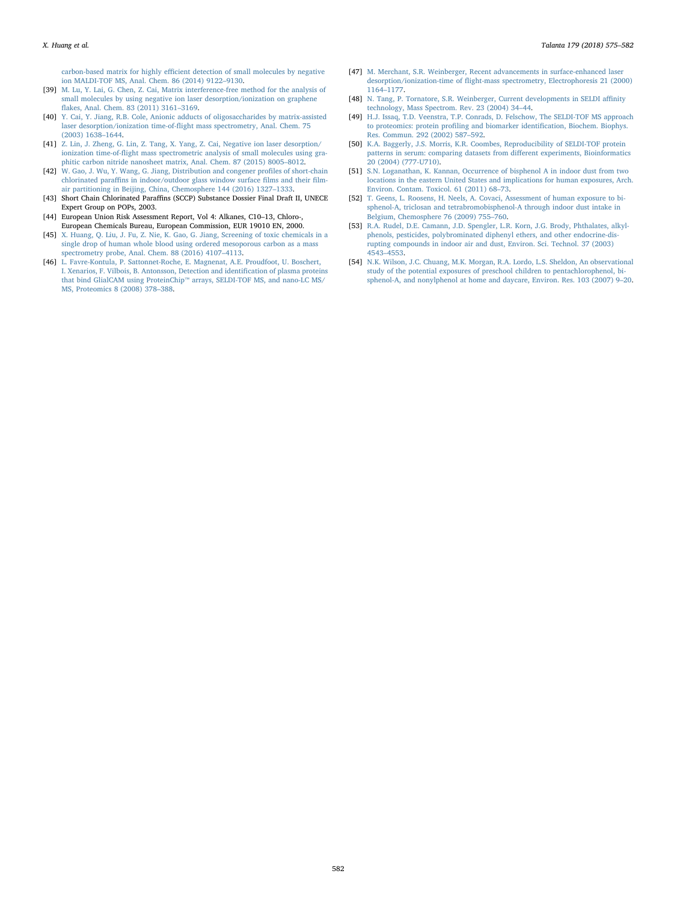carbon-based matrix for highly efficient detection of small molecules by negative ion MALDI-TOF MS, Anal. Chem. 86 (2014) 9122–9130.

[39] M. Lu, Y. Lai, G. Chen, Z. Cai, Matrix interference-free method for the analysis of small molecules by using negative ion laser desorption/ionization on graphene flakes, Anal. Chem. 83 (2011) 3161–3169.

[40] Y. Cai, Y. Jiang, R.B. Cole, Anionic adducts of oligosaccharides by matrix-assisted laser desorption/ionization time-of-flight mass spectrometry, Anal. Chem. 75 (2003) 1638–1644.

[41] Z. Lin, J. Zheng, G. Lin, Z. Tang, X. Yang, Z. Cai, Negative ion laser desorption/ionization time-of-flight mass spectrometric analysis of small molecules using graphitic carbon nitride nanosheet matrix, Anal. Chem. 87 (2015) 8005–8012.

[42] W. Gao, J. Wu, Y. Wang, G. Jiang, Distribution and congener profiles of short-chain chlorinated paraffins in indoor/outdoor glass window surface films and their film-air partitioning in Beijing, China, Chemosphere 144 (2016) 1327–1333.

[43] Short Chain Chlorinated Paraffins (SCCP) Substance Dossier Final Draft II, UNECE Expert Group on POPs, 2003.

[44] European Union Risk Assessment Report, Vol 4: Alkanes, C10–13, Chloro-, European Chemicals Bureau, European Commission, EUR 19010 EN, 2000.

[45] X. Huang, Q. Liu, J. Fu, Z. Nie, K. Gao, G. Jiang, Screening of toxic chemicals in a single drop of human whole blood using ordered mesoporous carbon as a mass spectrometry probe, Anal. Chem. 88 (2016) 4107–4113.

[46] L. Favre-Kontula, P. Sattonnet-Roche, E. Magnenat, A.E. Proudfoot, U. Boschert, I. Xenarios, F. Vilbois, B. Antonsson, Detection and identification of plasma proteins that bind GlialCAM using ProteinChip™ arrays, SELDI-TOF MS, and nano-LC MS/MS, Proteomics 8 (2008) 378–388.

[47] M. Merchant, S.R. Weinberger, Recent advancements in surface-enhanced laser desorption/ionization-time of flight-mass spectrometry, Electrophoresis 21 (2000) 1164–1177.

[48] N. Tang, P. Tornatore, S.R. Weinberger, Current developments in SELDI affinity technology, Mass Spectrom. Rev. 23 (2004) 34–44.

[49] H.J. Issaq, T.D. Veenstra, T.P. Conrads, D. Felschow, The SELDI-TOF MS approach to proteomics: protein profiling and biomarker identification, Biochem. Biophys. Res. Commun. 292 (2002) 587–592.

[50] K.A. Baggerly, J.S. Morris, K.R. Coombes, Reproducibility of SELDI-TOF protein patterns in serum: comparing datasets from different experiments, Bioinformatics 20 (2004) (777-U710).

[51] S.N. Loganathan, K. Kannan, Occurrence of bisphenol A in indoor dust from two locations in the eastern United States and implications for human exposures, Arch. Environ. Contam. Toxicol. 61 (2011) 68–73.

[52] T. Geens, L. Roosens, H. Neels, A. Covaci, Assessment of human exposure to bisphenol-A, triclosan and tetrabromobisphenol-A through indoor dust intake in Belgium, Chemosphere 76 (2009) 755–760.

[53] R.A. Rudel, D.E. Camann, J.D. Spengler, L.R. Korn, J.G. Brody, Phthalates, alkylphenols, pesticides, polybrominated diphenyl ethers, and other endocrine-disrupting compounds in indoor air and dust, Environ. Sci. Technol. 37 (2003) 4543–4553.

[54] N.K. Wilson, J.C. Chuang, M.K. Morgan, R.A. Lordo, L.S. Sheldon, An observational study of the potential exposures of preschool children to pentachlorophenol, bisphenol-A, and nonylphenol at home and daycare, Environ. Res. 103 (2007) 9–20.